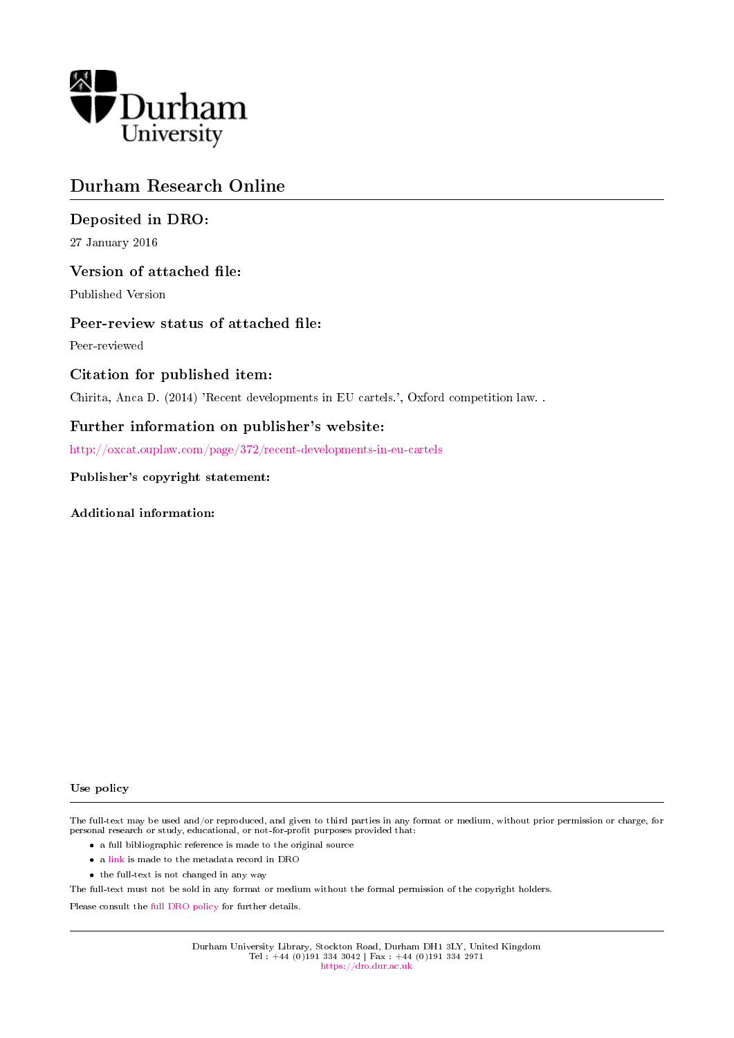Durham University

# Durham Research Online

## Deposited in DRO:

27 January 2016

## Version of attached file:

Published Version

## Peer-review status of attached file:

Peer-reviewed

## Citation for published item:

Chirita, Anca D. (2014) 'Recent developments in EU cartels.', Oxford competition law. .

## Further information on publisher's website:

http://oxcat.ouplaw.com/page/372/recent-developments-in-eu-cartels

### Publisher's copyright statement:

### Additional information:

### Use policy

The full-text may be used and/or reproduced, and given to third parties in any format or medium, without prior permission or charge, for personal research or study, educational, or not-for-profit purposes provided that:

- a full bibliographic reference is made to the original source
- a link is made to the metadata record in DRO
- the full-text is not changed in any way

The full-text must not be sold in any format or medium without the formal permission of the copyright holders.

Please consult the full DRO policy for further details.

Durham University Library, Stockton Road, Durham DH1 3LY, United Kingdom
Tel : +44 (0)191 334 3042 | Fax : +44 (0)191 334 2971
https://dro.dur.ac.uk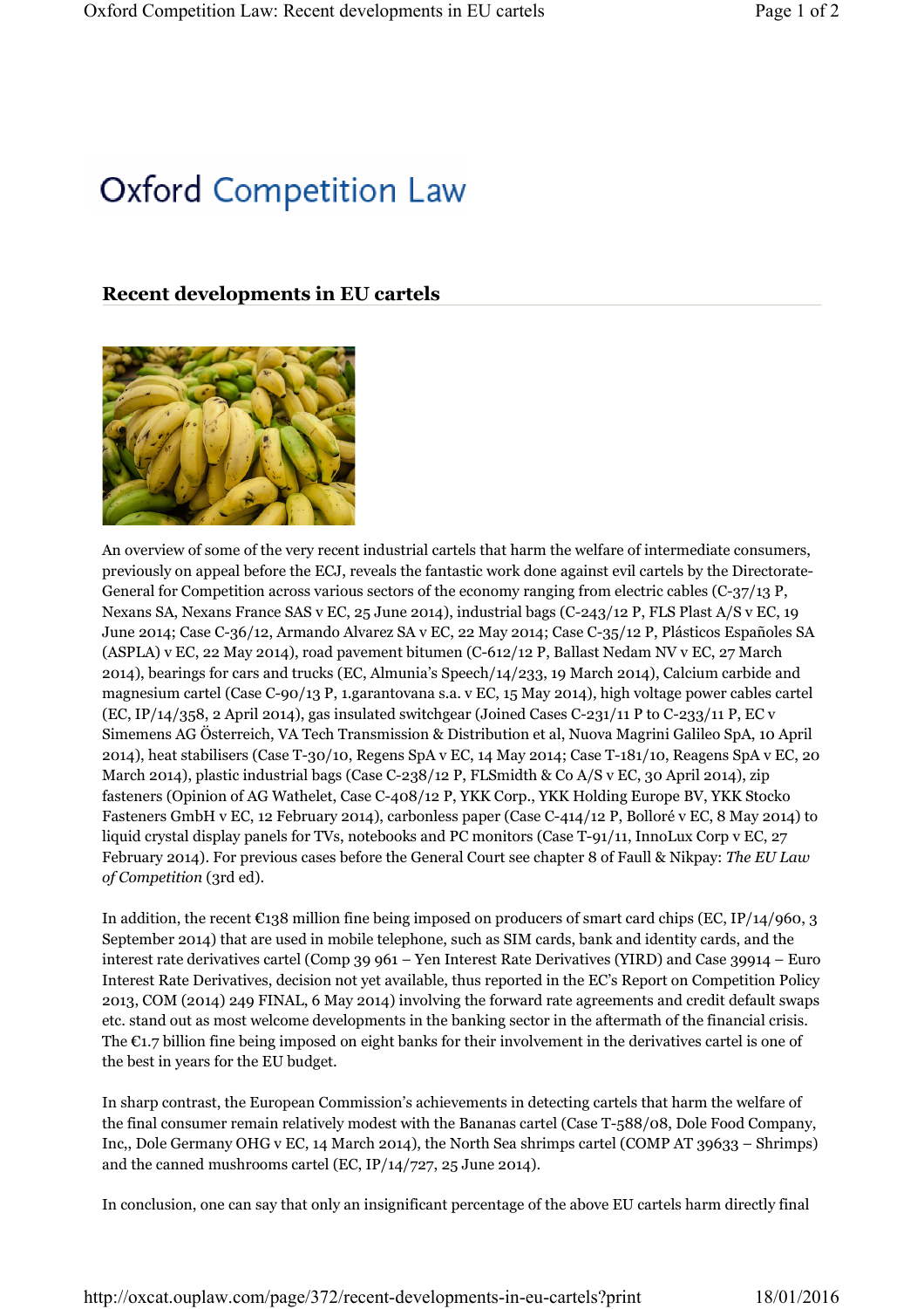# Oxford Competition Law

## Recent developments in EU cartels

An overview of some of the very recent industrial cartels that harm the welfare of intermediate consumers, previously on appeal before the ECJ, reveals the fantastic work done against evil cartels by the Directorate-General for Competition across various sectors of the economy ranging from electric cables (C-37/13 P, Nexans SA, Nexans France SAS v EC, 25 June 2014), industrial bags (C-243/12 P, FLS Plast A/S v EC, 19 June 2014; Case C-36/12, Armando Alvarez SA v EC, 22 May 2014; Case C-35/12 P, Plásticos Españoles SA (ASPLA) v EC, 22 May 2014), road pavement bitumen (C-612/12 P, Ballast Nedam NV v EC, 27 March 2014), bearings for cars and trucks (EC, Almunia's Speech/14/233, 19 March 2014), Calcium carbide and magnesium cartel (Case C-90/13 P, 1.garantovana s.a. v EC, 15 May 2014), high voltage power cables cartel (EC, IP/14/358, 2 April 2014), gas insulated switchgear (Joined Cases C-231/11 P to C-233/11 P, EC v Simemens AG Österreich, VA Tech Transmission & Distribution et al, Nuova Magrini Galileo SpA, 10 April 2014), heat stabilisers (Case T-30/10, Regens SpA v EC, 14 May 2014; Case T-181/10, Reagens SpA v EC, 20 March 2014), plastic industrial bags (Case C-238/12 P, FLSmidth & Co A/S v EC, 30 April 2014), zip fasteners (Opinion of AG Wathelet, Case C-408/12 P, YKK Corp., YKK Holding Europe BV, YKK Stocko Fasteners GmbH v EC, 12 February 2014), carbonless paper (Case C-414/12 P, Bolloré v EC, 8 May 2014) to liquid crystal display panels for TVs, notebooks and PC monitors (Case T-91/11, InnoLux Corp v EC, 27 February 2014). For previous cases before the General Court see chapter 8 of Faull & Nikpay: *The EU Law of Competition* (3rd ed).

In addition, the recent €138 million fine being imposed on producers of smart card chips (EC, IP/14/960, 3 September 2014) that are used in mobile telephone, such as SIM cards, bank and identity cards, and the interest rate derivatives cartel (Comp 39 961 – Yen Interest Rate Derivatives (YIRD) and Case 39914 – Euro Interest Rate Derivatives, decision not yet available, thus reported in the EC's Report on Competition Policy 2013, COM (2014) 249 FINAL, 6 May 2014) involving the forward rate agreements and credit default swaps etc. stand out as most welcome developments in the banking sector in the aftermath of the financial crisis. The €1.7 billion fine being imposed on eight banks for their involvement in the derivatives cartel is one of the best in years for the EU budget.

In sharp contrast, the European Commission's achievements in detecting cartels that harm the welfare of the final consumer remain relatively modest with the Bananas cartel (Case T-588/08, Dole Food Company, Inc,, Dole Germany OHG v EC, 14 March 2014), the North Sea shrimps cartel (COMP AT 39633 – Shrimps) and the canned mushrooms cartel (EC, IP/14/727, 25 June 2014).

In conclusion, one can say that only an insignificant percentage of the above EU cartels harm directly final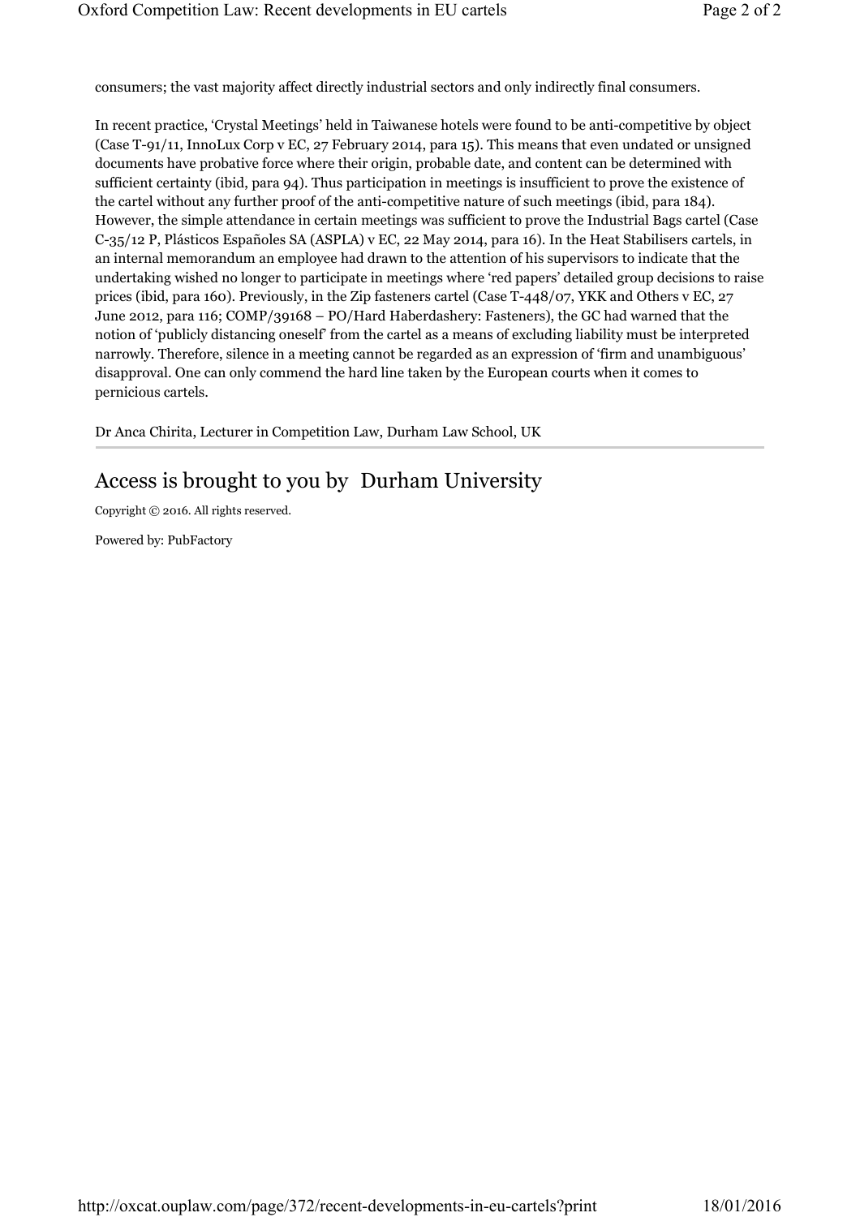consumers; the vast majority affect directly industrial sectors and only indirectly final consumers.

In recent practice, 'Crystal Meetings' held in Taiwanese hotels were found to be anti-competitive by object (Case T-91/11, InnoLux Corp v EC, 27 February 2014, para 15). This means that even undated or unsigned documents have probative force where their origin, probable date, and content can be determined with sufficient certainty (ibid, para 94). Thus participation in meetings is insufficient to prove the existence of the cartel without any further proof of the anti-competitive nature of such meetings (ibid, para 184). However, the simple attendance in certain meetings was sufficient to prove the Industrial Bags cartel (Case C-35/12 P, Plásticos Españoles SA (ASPLA) v EC, 22 May 2014, para 16). In the Heat Stabilisers cartels, in an internal memorandum an employee had drawn to the attention of his supervisors to indicate that the undertaking wished no longer to participate in meetings where 'red papers' detailed group decisions to raise prices (ibid, para 160). Previously, in the Zip fasteners cartel (Case T-448/07, YKK and Others v EC, 27 June 2012, para 116; COMP/39168 – PO/Hard Haberdashery: Fasteners), the GC had warned that the notion of 'publicly distancing oneself' from the cartel as a means of excluding liability must be interpreted narrowly. Therefore, silence in a meeting cannot be regarded as an expression of 'firm and unambiguous' disapproval. One can only commend the hard line taken by the European courts when it comes to pernicious cartels.

Dr Anca Chirita, Lecturer in Competition Law, Durham Law School, UK

## Access is brought to you by Durham University

Copyright © 2016. All rights reserved.

Powered by: PubFactory